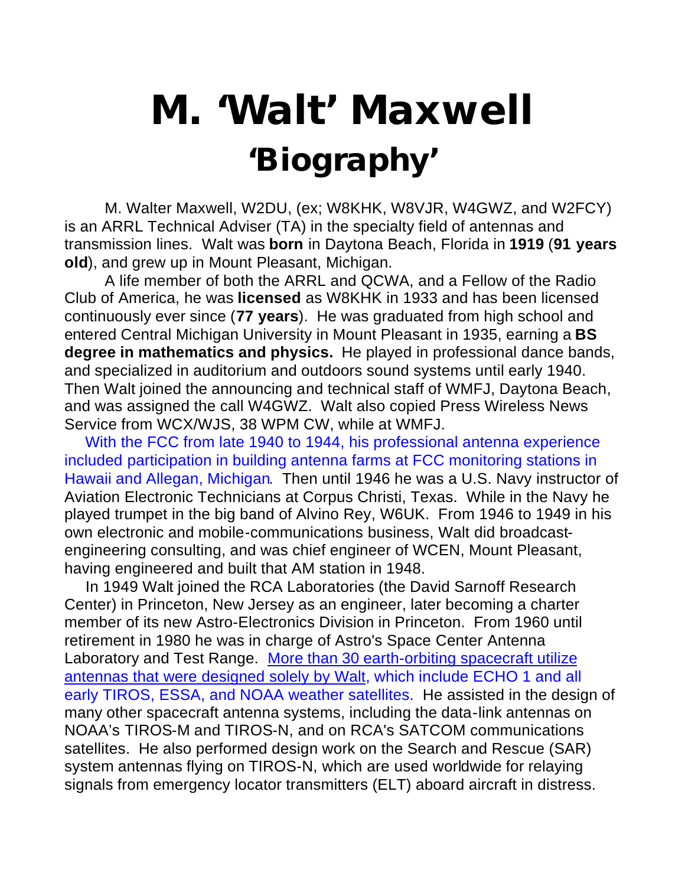# M. ‘Walt’ Maxwell

## ‘Biography’

M. Walter Maxwell, W2DU, (ex; W8KHK, W8VJR, W4GWZ, and W2FCY) is an ARRL Technical Adviser (TA) in the specialty field of antennas and transmission lines. Walt was **born** in Daytona Beach, Florida in **1919** (**91 years old**), and grew up in Mount Pleasant, Michigan.

A life member of both the ARRL and QCWA, and a Fellow of the Radio Club of America, he was **licensed** as W8KHK in 1933 and has been licensed continuously ever since (**77 years**). He was graduated from high school and entered Central Michigan University in Mount Pleasant in 1935, earning a **BS degree in mathematics and physics.** He played in professional dance bands, and specialized in auditorium and outdoors sound systems until early 1940. Then Walt joined the announcing and technical staff of WMFJ, Daytona Beach, and was assigned the call W4GWZ. Walt also copied Press Wireless News Service from WCX/WJS, 38 WPM CW, while at WMFJ.

With the FCC from late 1940 to 1944, his professional antenna experience included participation in building antenna farms at FCC monitoring stations in Hawaii and Allegan, Michigan. Then until 1946 he was a U.S. Navy instructor of Aviation Electronic Technicians at Corpus Christi, Texas. While in the Navy he played trumpet in the big band of Alvino Rey, W6UK. From 1946 to 1949 in his own electronic and mobile-communications business, Walt did broadcast-engineering consulting, and was chief engineer of WCEN, Mount Pleasant, having engineered and built that AM station in 1948.

In 1949 Walt joined the RCA Laboratories (the David Sarnoff Research Center) in Princeton, New Jersey as an engineer, later becoming a charter member of its new Astro-Electronics Division in Princeton. From 1960 until retirement in 1980 he was in charge of Astro's Space Center Antenna Laboratory and Test Range. More than 30 earth-orbiting spacecraft utilize antennas that were designed solely by Walt, which include ECHO 1 and all early TIROS, ESSA, and NOAA weather satellites. He assisted in the design of many other spacecraft antenna systems, including the data-link antennas on NOAA’s TIROS-M and TIROS-N, and on RCA's SATCOM communications satellites. He also performed design work on the Search and Rescue (SAR) system antennas flying on TIROS-N, which are used worldwide for relaying signals from emergency locator transmitters (ELT) aboard aircraft in distress.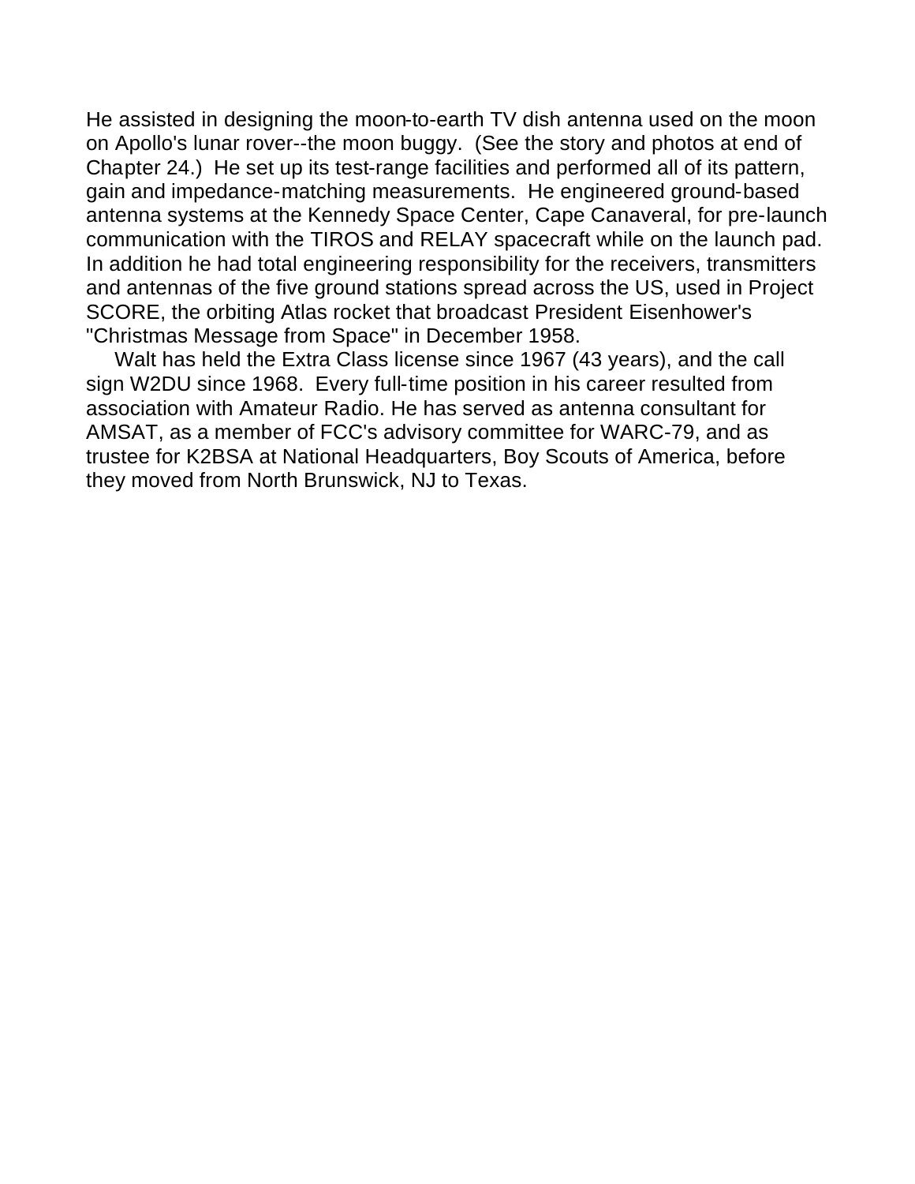He assisted in designing the moon-to-earth TV dish antenna used on the moon on Apollo's lunar rover--the moon buggy. (See the story and photos at end of Chapter 24.) He set up its test-range facilities and performed all of its pattern, gain and impedance-matching measurements. He engineered ground-based antenna systems at the Kennedy Space Center, Cape Canaveral, for pre-launch communication with the TIROS and RELAY spacecraft while on the launch pad. In addition he had total engineering responsibility for the receivers, transmitters and antennas of the five ground stations spread across the US, used in Project SCORE, the orbiting Atlas rocket that broadcast President Eisenhower's "Christmas Message from Space" in December 1958.

Walt has held the Extra Class license since 1967 (43 years), and the call sign W2DU since 1968. Every full-time position in his career resulted from association with Amateur Radio. He has served as antenna consultant for AMSAT, as a member of FCC's advisory committee for WARC-79, and as trustee for K2BSA at National Headquarters, Boy Scouts of America, before they moved from North Brunswick, NJ to Texas.